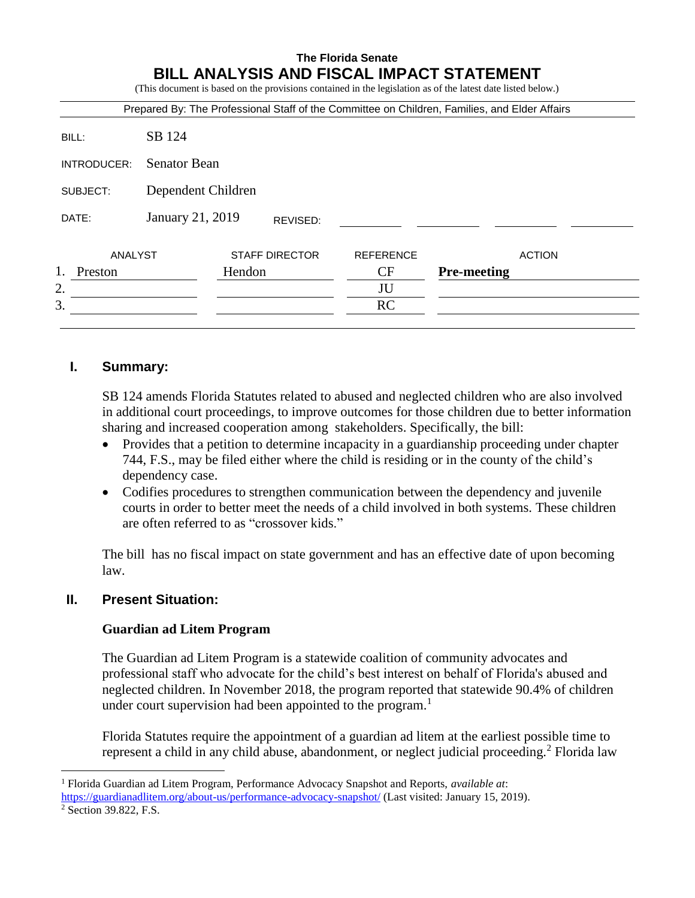# The Florida Senate
# BILL ANALYSIS AND FISCAL IMPACT STATEMENT

(This document is based on the provisions contained in the legislation as of the latest date listed below.)

Prepared By: The Professional Staff of the Committee on Children, Families, and Elder Affairs

| | |
|---|---|
| BILL: | SB 124 |
| INTRODUCER: | Senator Bean |
| SUBJECT: | Dependent Children |
| DATE: | January 21, 2019 REVISED: |

| | ANALYST | STAFF DIRECTOR | REFERENCE | ACTION |
|---|---|---|---|---|
| 1. | Preston | Hendon | CF | **Pre-meeting** |
| 2. | | | JU | |
| 3. | | | RC | |

## I. Summary:

SB 124 amends Florida Statutes related to abused and neglected children who are also involved in additional court proceedings, to improve outcomes for those children due to better information sharing and increased cooperation among stakeholders. Specifically, the bill:

- Provides that a petition to determine incapacity in a guardianship proceeding under chapter 744, F.S., may be filed either where the child is residing or in the county of the child's dependency case.
- Codifies procedures to strengthen communication between the dependency and juvenile courts in order to better meet the needs of a child involved in both systems. These children are often referred to as "crossover kids."

The bill has no fiscal impact on state government and has an effective date of upon becoming law.

## II. Present Situation:

### Guardian ad Litem Program

The Guardian ad Litem Program is a statewide coalition of community advocates and professional staff who advocate for the child's best interest on behalf of Florida's abused and neglected children. In November 2018, the program reported that statewide 90.4% of children under court supervision had been appointed to the program.[1]

Florida Statutes require the appointment of a guardian ad litem at the earliest possible time to represent a child in any child abuse, abandonment, or neglect judicial proceeding.[2] Florida law

---

[1] Florida Guardian ad Litem Program, Performance Advocacy Snapshot and Reports, *available at*: https://guardianadlitem.org/about-us/performance-advocacy-snapshot/ (Last visited: January 15, 2019).

[2] Section 39.822, F.S.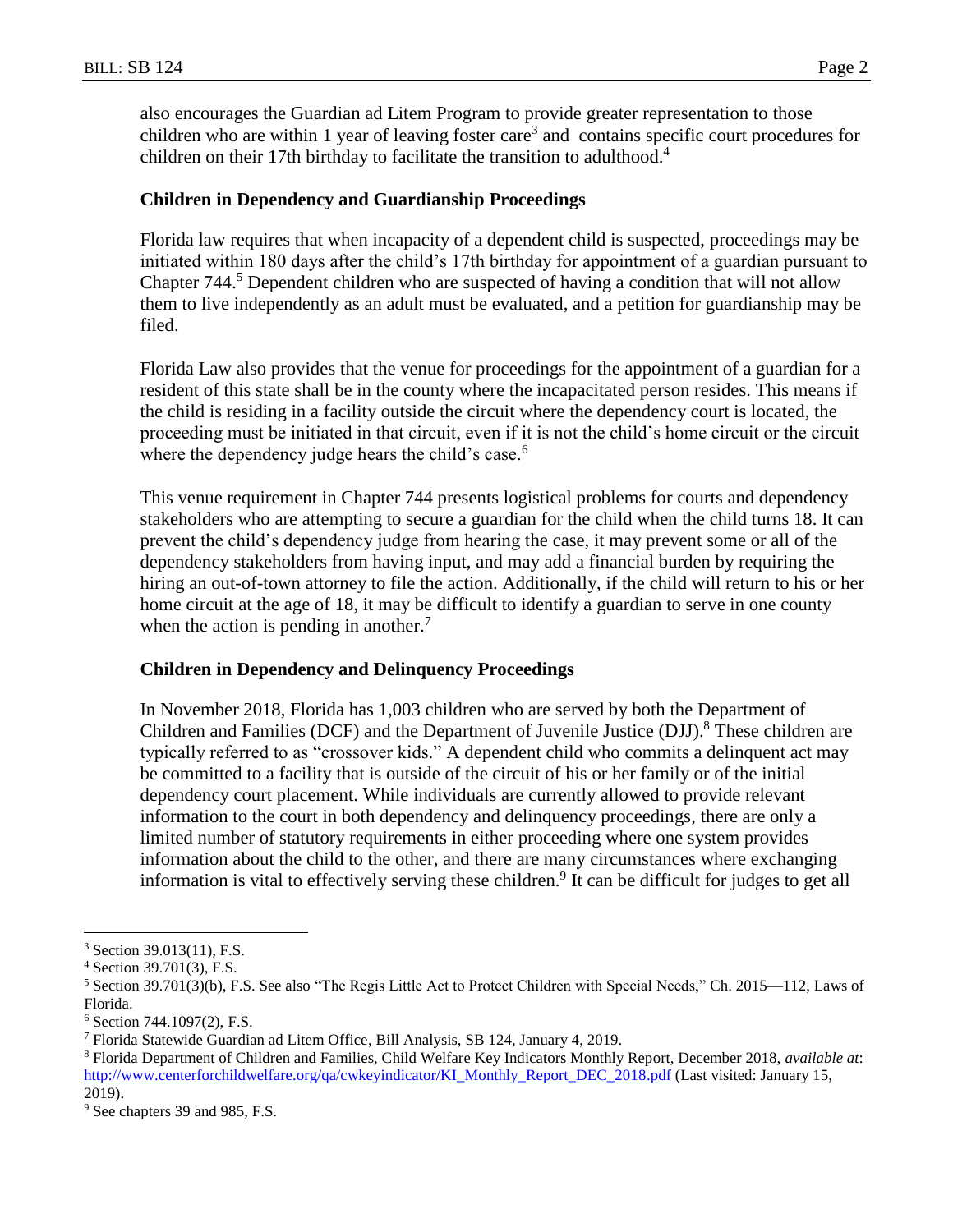also encourages the Guardian ad Litem Program to provide greater representation to those children who are within 1 year of leaving foster care[3] and contains specific court procedures for children on their 17th birthday to facilitate the transition to adulthood.[4]

### Children in Dependency and Guardianship Proceedings

Florida law requires that when incapacity of a dependent child is suspected, proceedings may be initiated within 180 days after the child's 17th birthday for appointment of a guardian pursuant to Chapter 744.[5] Dependent children who are suspected of having a condition that will not allow them to live independently as an adult must be evaluated, and a petition for guardianship may be filed.

Florida Law also provides that the venue for proceedings for the appointment of a guardian for a resident of this state shall be in the county where the incapacitated person resides. This means if the child is residing in a facility outside the circuit where the dependency court is located, the proceeding must be initiated in that circuit, even if it is not the child's home circuit or the circuit where the dependency judge hears the child's case.[6]

This venue requirement in Chapter 744 presents logistical problems for courts and dependency stakeholders who are attempting to secure a guardian for the child when the child turns 18. It can prevent the child's dependency judge from hearing the case, it may prevent some or all of the dependency stakeholders from having input, and may add a financial burden by requiring the hiring an out-of-town attorney to file the action. Additionally, if the child will return to his or her home circuit at the age of 18, it may be difficult to identify a guardian to serve in one county when the action is pending in another.[7]

### Children in Dependency and Delinquency Proceedings

In November 2018, Florida has 1,003 children who are served by both the Department of Children and Families (DCF) and the Department of Juvenile Justice (DJJ).[8] These children are typically referred to as "crossover kids." A dependent child who commits a delinquent act may be committed to a facility that is outside of the circuit of his or her family or of the initial dependency court placement. While individuals are currently allowed to provide relevant information to the court in both dependency and delinquency proceedings, there are only a limited number of statutory requirements in either proceeding where one system provides information about the child to the other, and there are many circumstances where exchanging information is vital to effectively serving these children.[9] It can be difficult for judges to get all

---

[3] Section 39.013(11), F.S.

[4] Section 39.701(3), F.S.

[5] Section 39.701(3)(b), F.S. See also "The Regis Little Act to Protect Children with Special Needs," Ch. 2015—112, Laws of Florida.

[6] Section 744.1097(2), F.S.

[7] Florida Statewide Guardian ad Litem Office, Bill Analysis, SB 124, January 4, 2019.

[8] Florida Department of Children and Families, Child Welfare Key Indicators Monthly Report, December 2018, *available at*: http://www.centerforchildwelfare.org/qa/cwkeyindicator/KI_Monthly_Report_DEC_2018.pdf (Last visited: January 15, 2019).

[9] See chapters 39 and 985, F.S.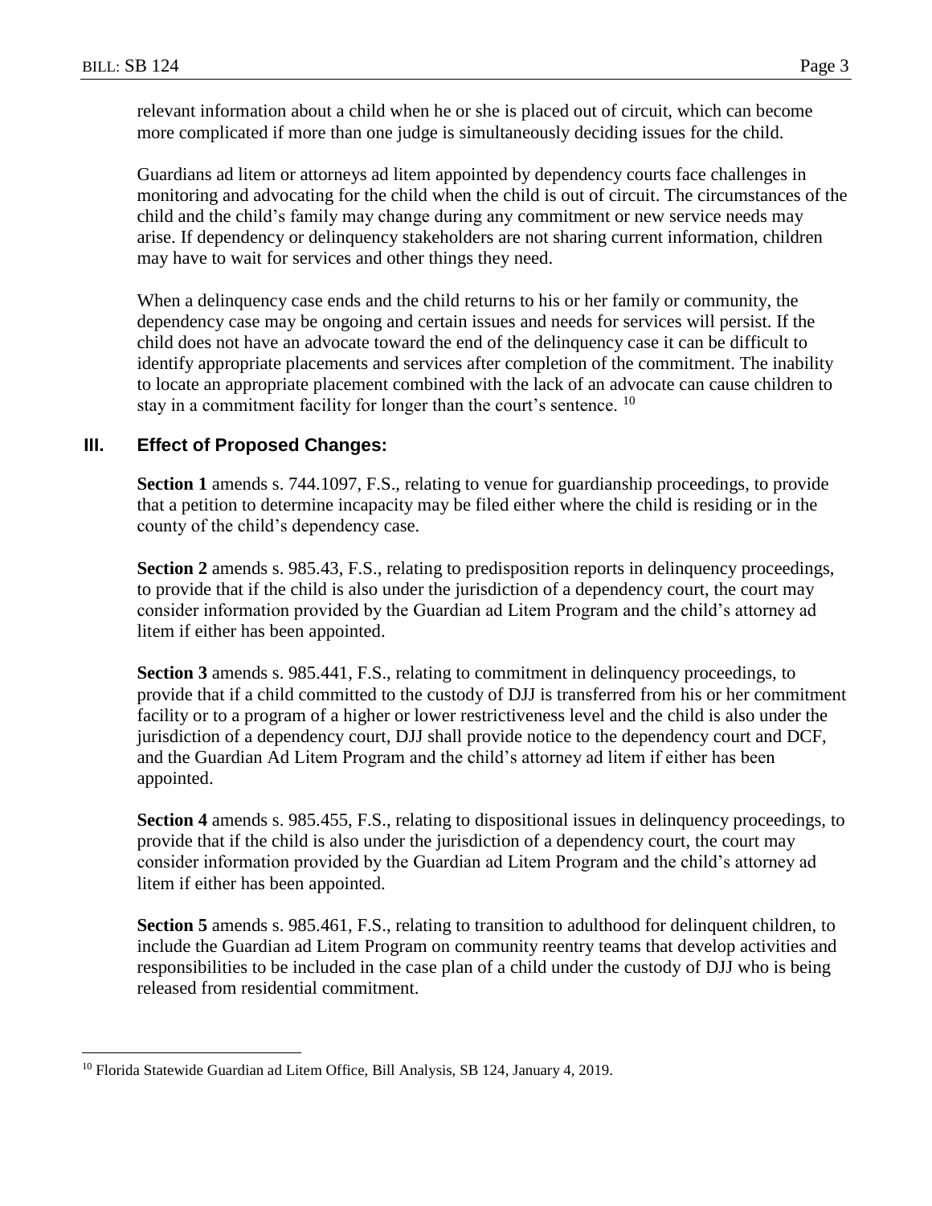relevant information about a child when he or she is placed out of circuit, which can become more complicated if more than one judge is simultaneously deciding issues for the child.

Guardians ad litem or attorneys ad litem appointed by dependency courts face challenges in monitoring and advocating for the child when the child is out of circuit. The circumstances of the child and the child's family may change during any commitment or new service needs may arise. If dependency or delinquency stakeholders are not sharing current information, children may have to wait for services and other things they need.

When a delinquency case ends and the child returns to his or her family or community, the dependency case may be ongoing and certain issues and needs for services will persist. If the child does not have an advocate toward the end of the delinquency case it can be difficult to identify appropriate placements and services after completion of the commitment. The inability to locate an appropriate placement combined with the lack of an advocate can cause children to stay in a commitment facility for longer than the court's sentence. [10]

## III. Effect of Proposed Changes:

**Section 1** amends s. 744.1097, F.S., relating to venue for guardianship proceedings, to provide that a petition to determine incapacity may be filed either where the child is residing or in the county of the child's dependency case.

**Section 2** amends s. 985.43, F.S., relating to predisposition reports in delinquency proceedings, to provide that if the child is also under the jurisdiction of a dependency court, the court may consider information provided by the Guardian ad Litem Program and the child's attorney ad litem if either has been appointed.

**Section 3** amends s. 985.441, F.S., relating to commitment in delinquency proceedings, to provide that if a child committed to the custody of DJJ is transferred from his or her commitment facility or to a program of a higher or lower restrictiveness level and the child is also under the jurisdiction of a dependency court, DJJ shall provide notice to the dependency court and DCF, and the Guardian Ad Litem Program and the child's attorney ad litem if either has been appointed.

**Section 4** amends s. 985.455, F.S., relating to dispositional issues in delinquency proceedings, to provide that if the child is also under the jurisdiction of a dependency court, the court may consider information provided by the Guardian ad Litem Program and the child's attorney ad litem if either has been appointed.

**Section 5** amends s. 985.461, F.S., relating to transition to adulthood for delinquent children, to include the Guardian ad Litem Program on community reentry teams that develop activities and responsibilities to be included in the case plan of a child under the custody of DJJ who is being released from residential commitment.

---

[10] Florida Statewide Guardian ad Litem Office, Bill Analysis, SB 124, January 4, 2019.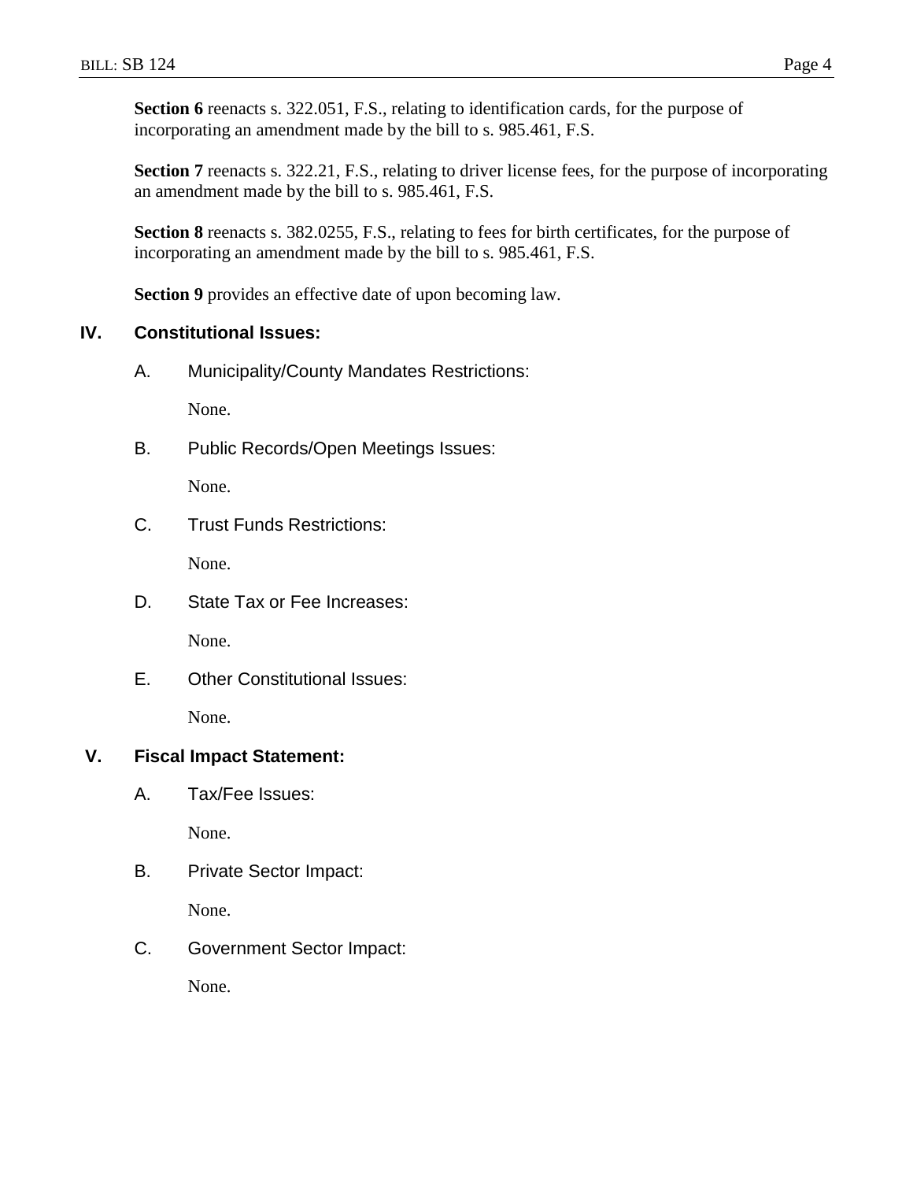**Section 6** reenacts s. 322.051, F.S., relating to identification cards, for the purpose of incorporating an amendment made by the bill to s. 985.461, F.S.

**Section 7** reenacts s. 322.21, F.S., relating to driver license fees, for the purpose of incorporating an amendment made by the bill to s. 985.461, F.S.

**Section 8** reenacts s. 382.0255, F.S., relating to fees for birth certificates, for the purpose of incorporating an amendment made by the bill to s. 985.461, F.S.

**Section 9** provides an effective date of upon becoming law.

## IV. Constitutional Issues:

### A. Municipality/County Mandates Restrictions:

None.

### B. Public Records/Open Meetings Issues:

None.

### C. Trust Funds Restrictions:

None.

### D. State Tax or Fee Increases:

None.

### E. Other Constitutional Issues:

None.

## V. Fiscal Impact Statement:

### A. Tax/Fee Issues:

None.

### B. Private Sector Impact:

None.

### C. Government Sector Impact:

None.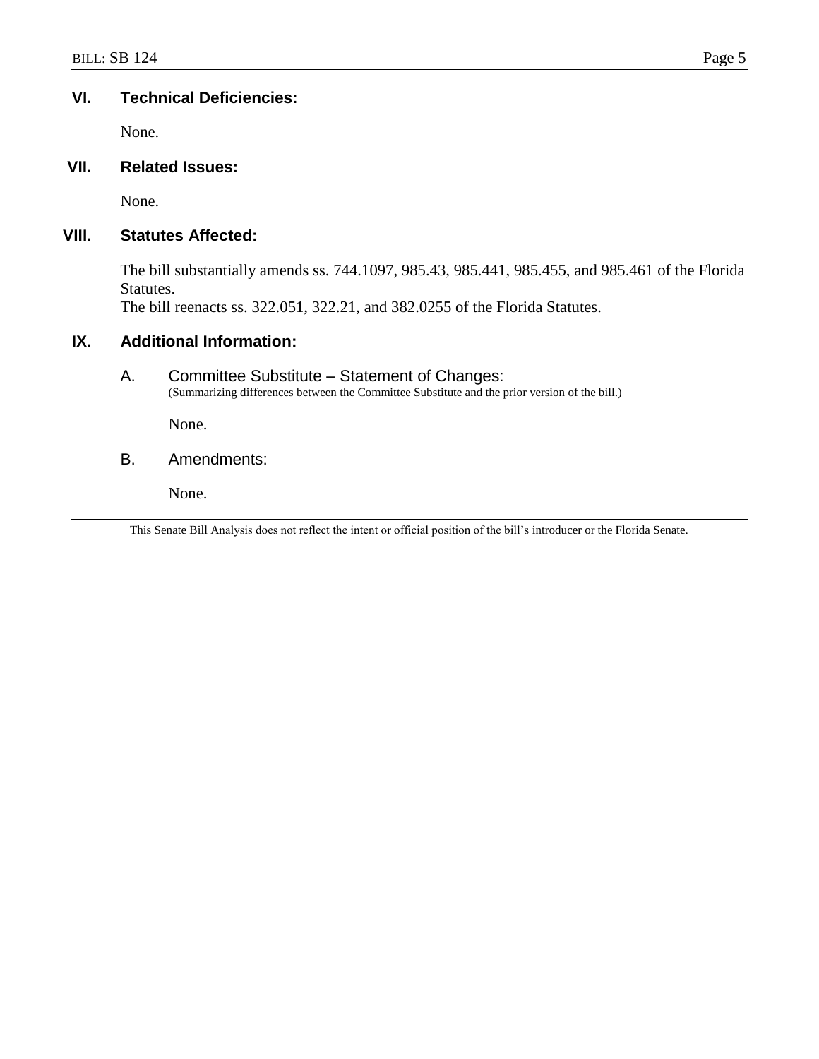## VI. Technical Deficiencies:

None.

## VII. Related Issues:

None.

## VIII. Statutes Affected:

The bill substantially amends ss. 744.1097, 985.43, 985.441, 985.455, and 985.461 of the Florida Statutes.
The bill reenacts ss. 322.051, 322.21, and 382.0255 of the Florida Statutes.

## IX. Additional Information:

### A. Committee Substitute – Statement of Changes:
(Summarizing differences between the Committee Substitute and the prior version of the bill.)

None.

### B. Amendments:

None.

This Senate Bill Analysis does not reflect the intent or official position of the bill's introducer or the Florida Senate.